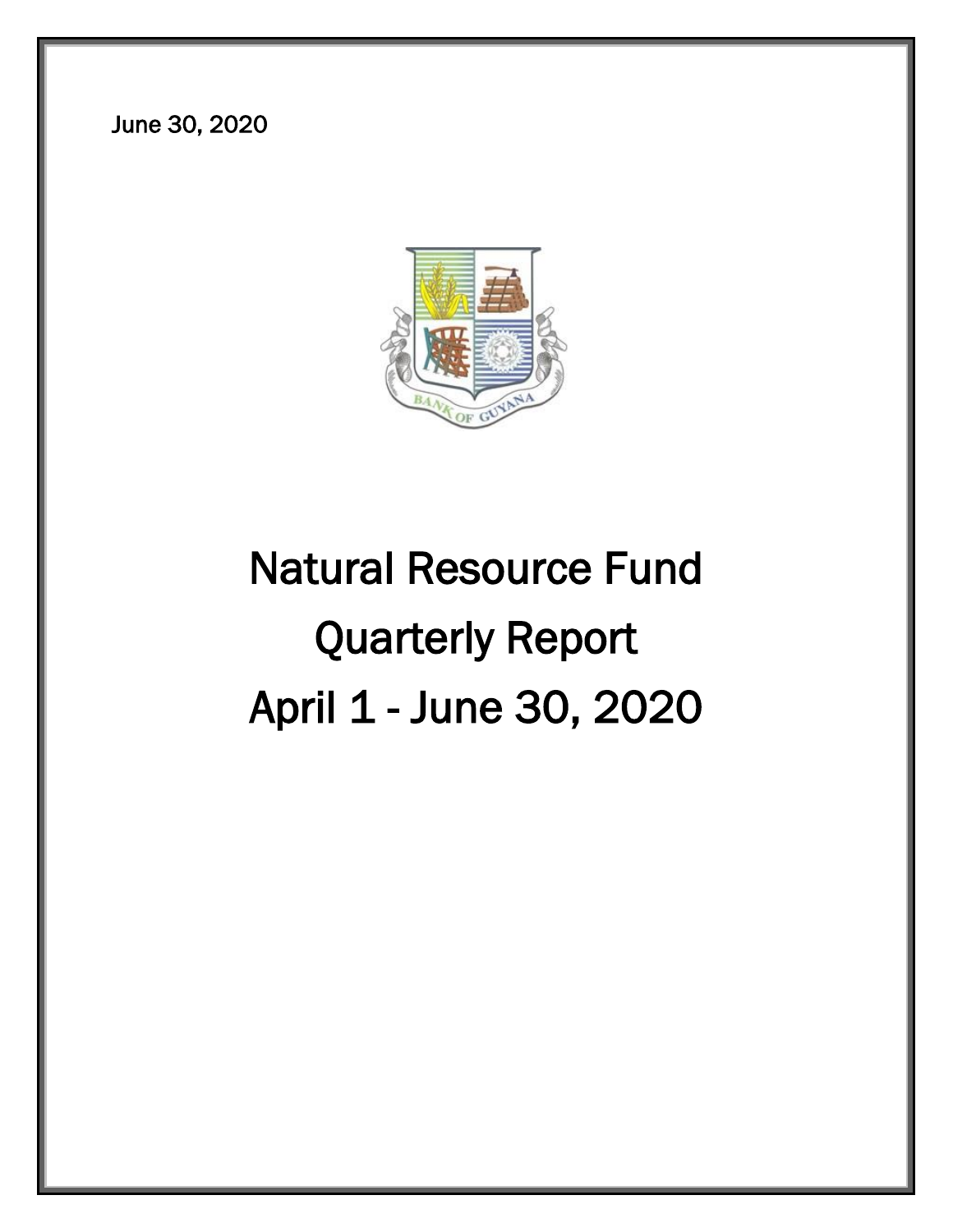June 30, 2020

# Natural Resource Fund

# Quarterly Report

# April 1 - June 30, 2020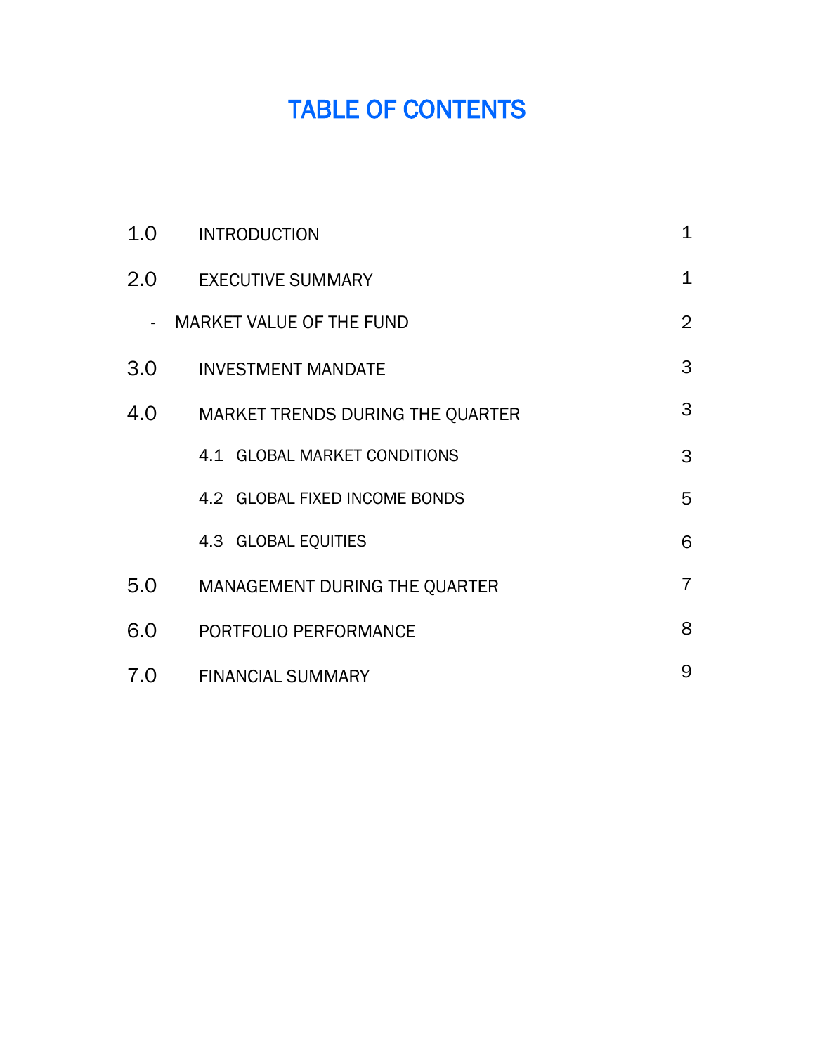# TABLE OF CONTENTS

| | | |
|---|---|---|
| 1.0 | INTRODUCTION | 1 |
| 2.0 | EXECUTIVE SUMMARY | 1 |
| - | MARKET VALUE OF THE FUND | 2 |
| 3.0 | INVESTMENT MANDATE | 3 |
| 4.0 | MARKET TRENDS DURING THE QUARTER | 3 |
| | 4.1 GLOBAL MARKET CONDITIONS | 3 |
| | 4.2 GLOBAL FIXED INCOME BONDS | 5 |
| | 4.3 GLOBAL EQUITIES | 6 |
| 5.0 | MANAGEMENT DURING THE QUARTER | 7 |
| 6.0 | PORTFOLIO PERFORMANCE | 8 |
| 7.0 | FINANCIAL SUMMARY | 9 |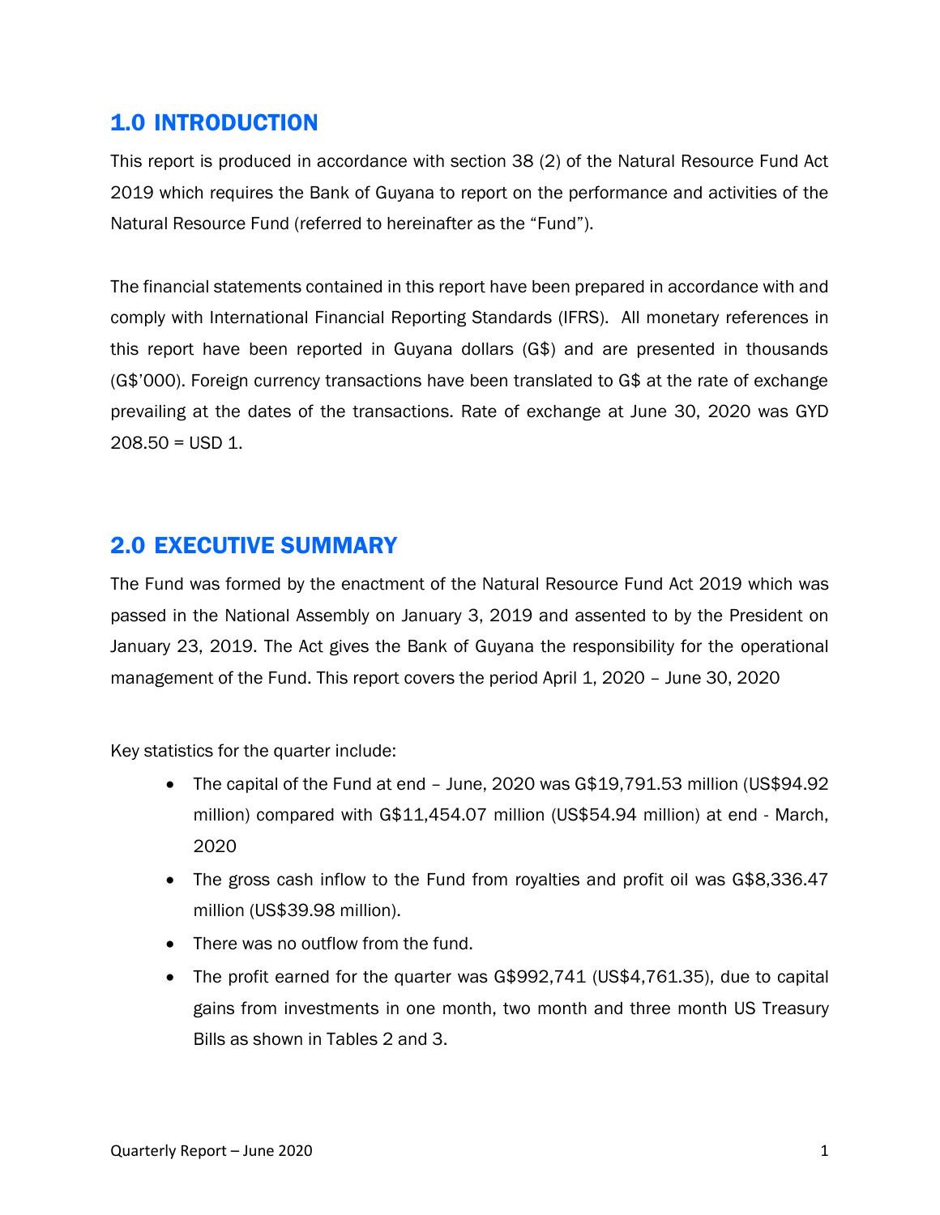## 1.0 INTRODUCTION

This report is produced in accordance with section 38 (2) of the Natural Resource Fund Act 2019 which requires the Bank of Guyana to report on the performance and activities of the Natural Resource Fund (referred to hereinafter as the "Fund").

The financial statements contained in this report have been prepared in accordance with and comply with International Financial Reporting Standards (IFRS). All monetary references in this report have been reported in Guyana dollars (G$) and are presented in thousands (G$'000). Foreign currency transactions have been translated to G$ at the rate of exchange prevailing at the dates of the transactions. Rate of exchange at June 30, 2020 was GYD 208.50 = USD 1.

## 2.0 EXECUTIVE SUMMARY

The Fund was formed by the enactment of the Natural Resource Fund Act 2019 which was passed in the National Assembly on January 3, 2019 and assented to by the President on January 23, 2019. The Act gives the Bank of Guyana the responsibility for the operational management of the Fund. This report covers the period April 1, 2020 – June 30, 2020

Key statistics for the quarter include:

- The capital of the Fund at end – June, 2020 was G$19,791.53 million (US$94.92 million) compared with G$11,454.07 million (US$54.94 million) at end - March, 2020
- The gross cash inflow to the Fund from royalties and profit oil was G$8,336.47 million (US$39.98 million).
- There was no outflow from the fund.
- The profit earned for the quarter was G$992,741 (US$4,761.35), due to capital gains from investments in one month, two month and three month US Treasury Bills as shown in Tables 2 and 3.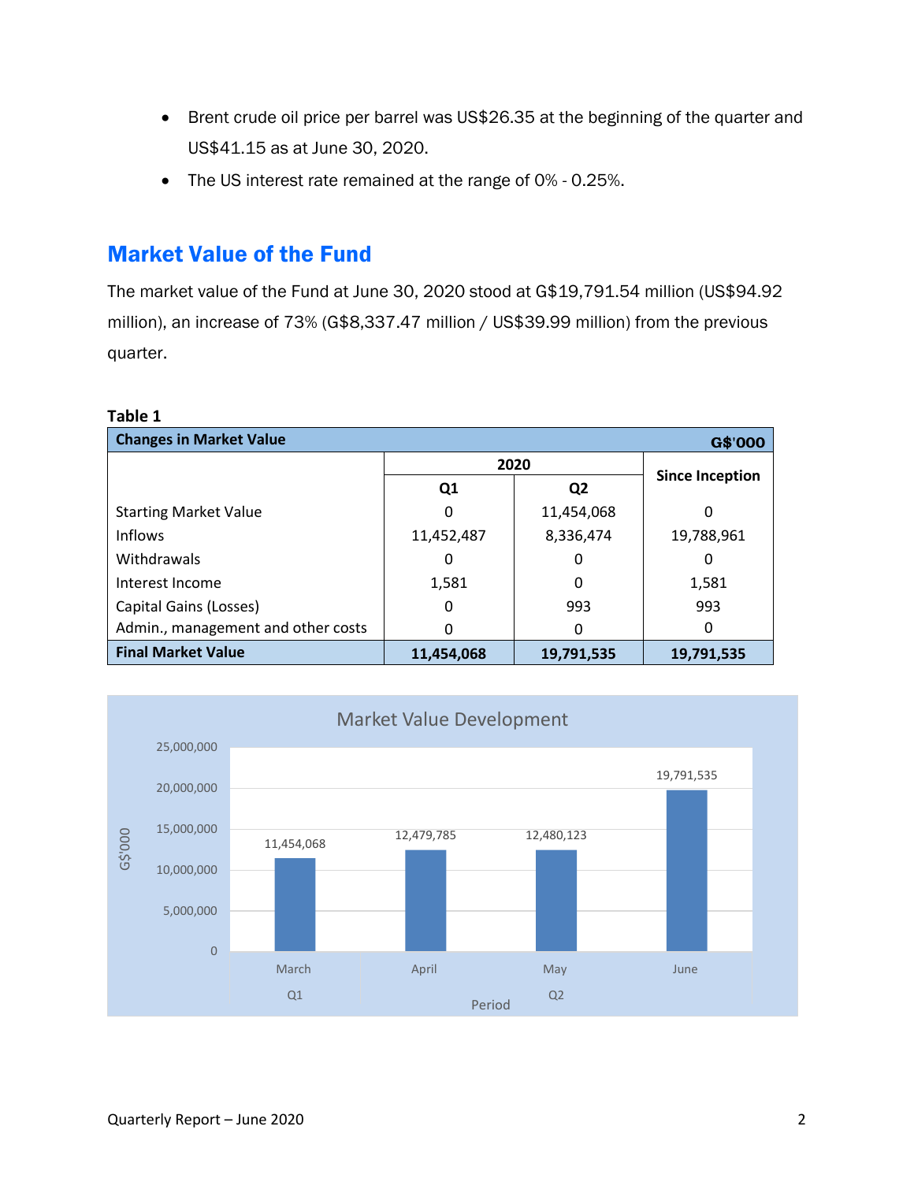- Brent crude oil price per barrel was US$26.35 at the beginning of the quarter and US$41.15 as at June 30, 2020.
- The US interest rate remained at the range of 0% - 0.25%.

## Market Value of the Fund

The market value of the Fund at June 30, 2020 stood at G$19,791.54 million (US$94.92 million), an increase of 73% (G$8,337.47 million / US$39.99 million) from the previous quarter.

**Table 1**

| Changes in Market Value | | | G$'000 |
|---|---|---|---|
| | 2020 | | Since Inception |
| | Q1 | Q2 | |
| Starting Market Value | 0 | 11,454,068 | 0 |
| Inflows | 11,452,487 | 8,336,474 | 19,788,961 |
| Withdrawals | 0 | 0 | 0 |
| Interest Income | 1,581 | 0 | 1,581 |
| Capital Gains (Losses) | 0 | 993 | 993 |
| Admin., management and other costs | 0 | 0 | 0 |
| **Final Market Value** | **11,454,068** | **19,791,535** | **19,791,535** |

**Market Value Development**

| Period | | G$'000 |
|---|---|---|
| Q1 | March | 11,454,068 |
| Q2 | April | 12,479,785 |
| | May | 12,480,123 |
| | June | 19,791,535 |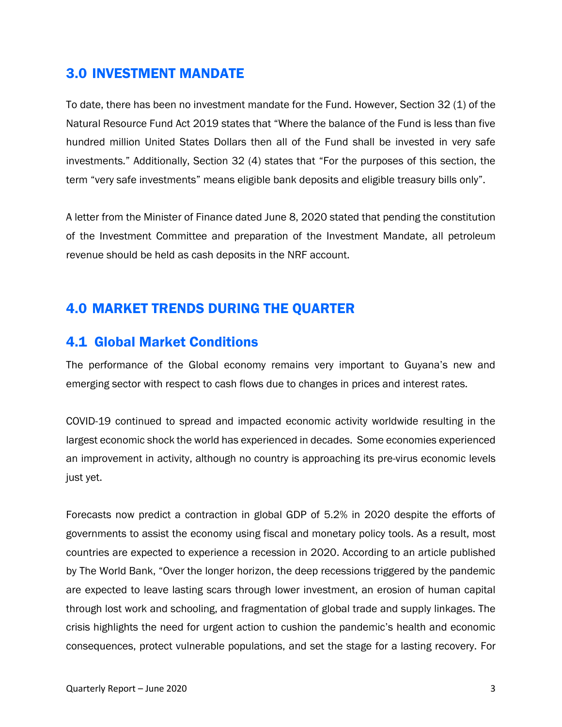## 3.0 INVESTMENT MANDATE

To date, there has been no investment mandate for the Fund. However, Section 32 (1) of the Natural Resource Fund Act 2019 states that "Where the balance of the Fund is less than five hundred million United States Dollars then all of the Fund shall be invested in very safe investments." Additionally, Section 32 (4) states that "For the purposes of this section, the term "very safe investments" means eligible bank deposits and eligible treasury bills only".

A letter from the Minister of Finance dated June 8, 2020 stated that pending the constitution of the Investment Committee and preparation of the Investment Mandate, all petroleum revenue should be held as cash deposits in the NRF account.

## 4.0 MARKET TRENDS DURING THE QUARTER

### 4.1 Global Market Conditions

The performance of the Global economy remains very important to Guyana's new and emerging sector with respect to cash flows due to changes in prices and interest rates.

COVID-19 continued to spread and impacted economic activity worldwide resulting in the largest economic shock the world has experienced in decades. Some economies experienced an improvement in activity, although no country is approaching its pre-virus economic levels just yet.

Forecasts now predict a contraction in global GDP of 5.2% in 2020 despite the efforts of governments to assist the economy using fiscal and monetary policy tools. As a result, most countries are expected to experience a recession in 2020. According to an article published by The World Bank, "Over the longer horizon, the deep recessions triggered by the pandemic are expected to leave lasting scars through lower investment, an erosion of human capital through lost work and schooling, and fragmentation of global trade and supply linkages. The crisis highlights the need for urgent action to cushion the pandemic's health and economic consequences, protect vulnerable populations, and set the stage for a lasting recovery. For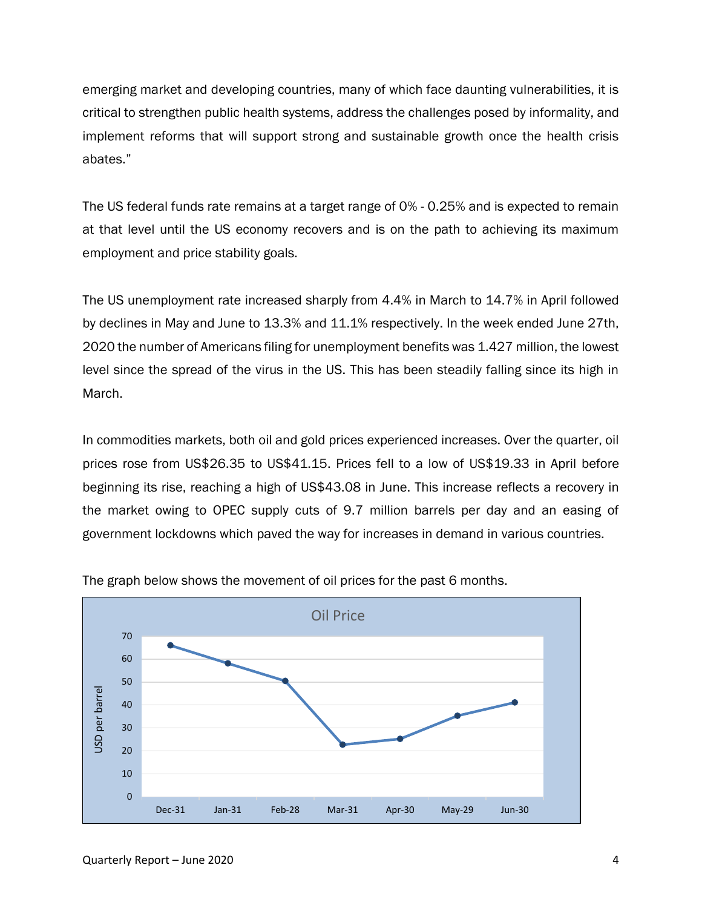emerging market and developing countries, many of which face daunting vulnerabilities, it is critical to strengthen public health systems, address the challenges posed by informality, and implement reforms that will support strong and sustainable growth once the health crisis abates."

The US federal funds rate remains at a target range of 0% - 0.25% and is expected to remain at that level until the US economy recovers and is on the path to achieving its maximum employment and price stability goals.

The US unemployment rate increased sharply from 4.4% in March to 14.7% in April followed by declines in May and June to 13.3% and 11.1% respectively. In the week ended June 27th, 2020 the number of Americans filing for unemployment benefits was 1.427 million, the lowest level since the spread of the virus in the US. This has been steadily falling since its high in March.

In commodities markets, both oil and gold prices experienced increases. Over the quarter, oil prices rose from US$26.35 to US$41.15. Prices fell to a low of US$19.33 in April before beginning its rise, reaching a high of US$43.08 in June. This increase reflects a recovery in the market owing to OPEC supply cuts of 9.7 million barrels per day and an easing of government lockdowns which paved the way for increases in demand in various countries.

The graph below shows the movement of oil prices for the past 6 months.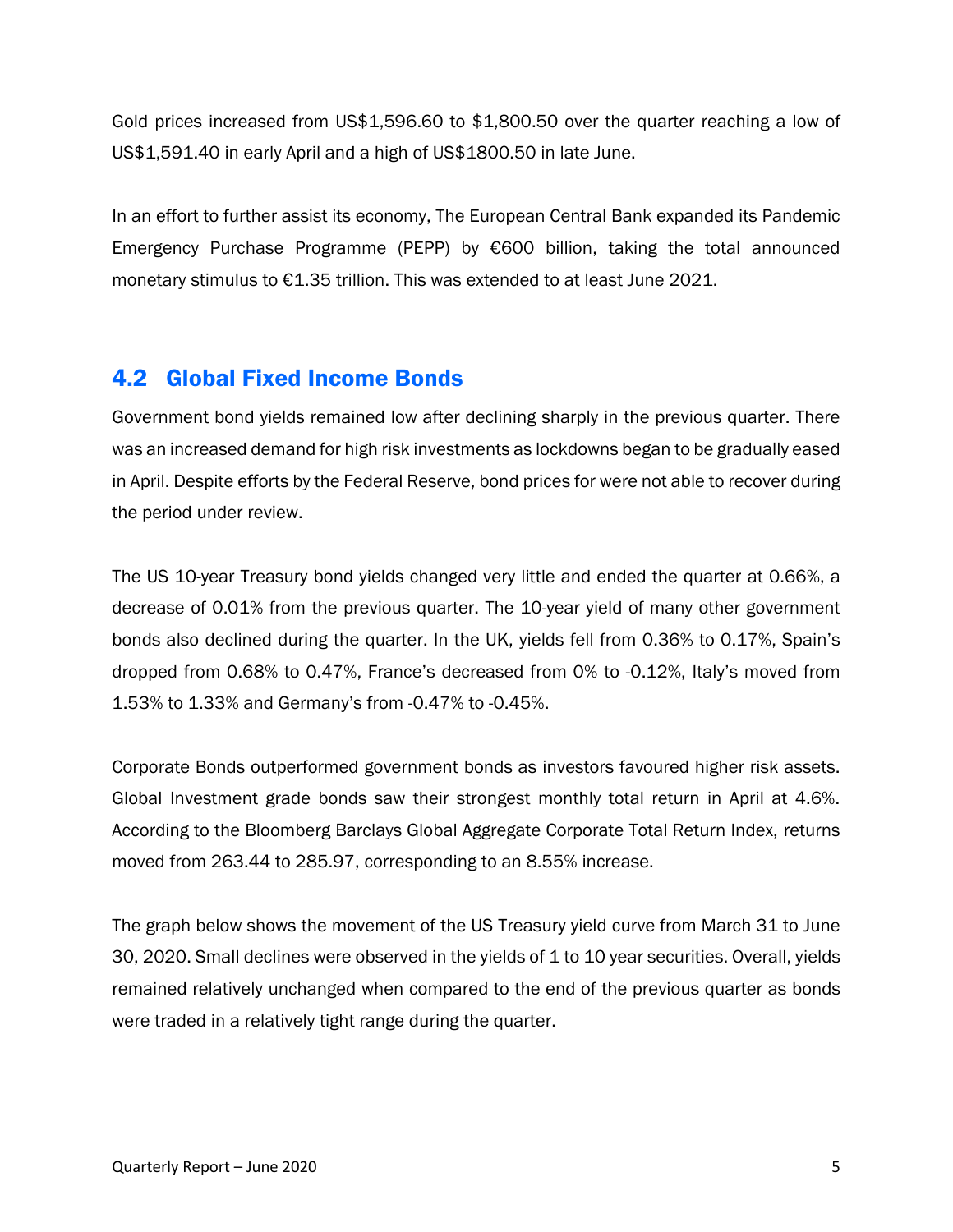Gold prices increased from US$1,596.60 to $1,800.50 over the quarter reaching a low of US$1,591.40 in early April and a high of US$1800.50 in late June.

In an effort to further assist its economy, The European Central Bank expanded its Pandemic Emergency Purchase Programme (PEPP) by €600 billion, taking the total announced monetary stimulus to €1.35 trillion. This was extended to at least June 2021.

## 4.2 Global Fixed Income Bonds

Government bond yields remained low after declining sharply in the previous quarter. There was an increased demand for high risk investments as lockdowns began to be gradually eased in April. Despite efforts by the Federal Reserve, bond prices for were not able to recover during the period under review.

The US 10-year Treasury bond yields changed very little and ended the quarter at 0.66%, a decrease of 0.01% from the previous quarter. The 10-year yield of many other government bonds also declined during the quarter. In the UK, yields fell from 0.36% to 0.17%, Spain's dropped from 0.68% to 0.47%, France's decreased from 0% to -0.12%, Italy's moved from 1.53% to 1.33% and Germany's from -0.47% to -0.45%.

Corporate Bonds outperformed government bonds as investors favoured higher risk assets. Global Investment grade bonds saw their strongest monthly total return in April at 4.6%. According to the Bloomberg Barclays Global Aggregate Corporate Total Return Index, returns moved from 263.44 to 285.97, corresponding to an 8.55% increase.

The graph below shows the movement of the US Treasury yield curve from March 31 to June 30, 2020. Small declines were observed in the yields of 1 to 10 year securities. Overall, yields remained relatively unchanged when compared to the end of the previous quarter as bonds were traded in a relatively tight range during the quarter.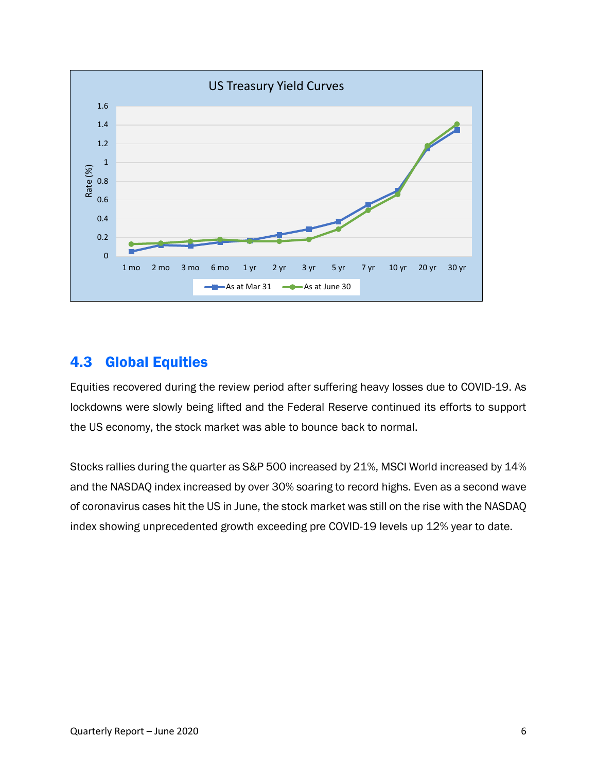## 4.3 Global Equities

Equities recovered during the review period after suffering heavy losses due to COVID-19. As lockdowns were slowly being lifted and the Federal Reserve continued its efforts to support the US economy, the stock market was able to bounce back to normal.

Stocks rallies during the quarter as S&P 500 increased by 21%, MSCI World increased by 14% and the NASDAQ index increased by over 30% soaring to record highs. Even as a second wave of coronavirus cases hit the US in June, the stock market was still on the rise with the NASDAQ index showing unprecedented growth exceeding pre COVID-19 levels up 12% year to date.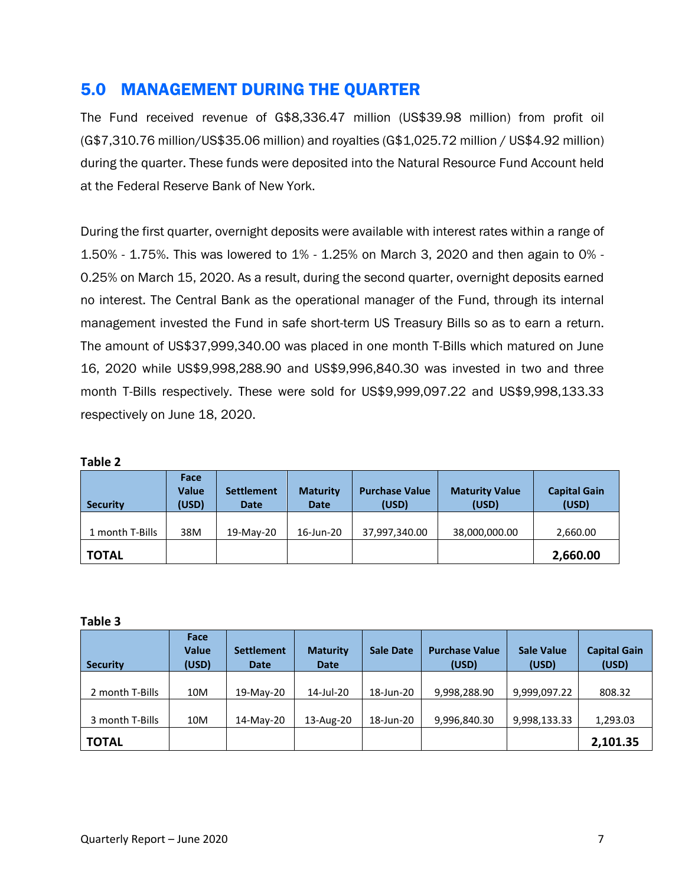## 5.0 MANAGEMENT DURING THE QUARTER

The Fund received revenue of G$8,336.47 million (US$39.98 million) from profit oil (G$7,310.76 million/US$35.06 million) and royalties (G$1,025.72 million / US$4.92 million) during the quarter. These funds were deposited into the Natural Resource Fund Account held at the Federal Reserve Bank of New York.

During the first quarter, overnight deposits were available with interest rates within a range of 1.50% - 1.75%. This was lowered to 1% - 1.25% on March 3, 2020 and then again to 0% - 0.25% on March 15, 2020. As a result, during the second quarter, overnight deposits earned no interest. The Central Bank as the operational manager of the Fund, through its internal management invested the Fund in safe short-term US Treasury Bills so as to earn a return. The amount of US$37,999,340.00 was placed in one month T-Bills which matured on June 16, 2020 while US$9,998,288.90 and US$9,996,840.30 was invested in two and three month T-Bills respectively. These were sold for US$9,999,097.22 and US$9,998,133.33 respectively on June 18, 2020.

**Table 2**

| Security | Face Value (USD) | Settlement Date | Maturity Date | Purchase Value (USD) | Maturity Value (USD) | Capital Gain (USD) |
|---|---|---|---|---|---|---|
| 1 month T-Bills | 38M | 19-May-20 | 16-Jun-20 | 37,997,340.00 | 38,000,000.00 | 2,660.00 |
| **TOTAL** | | | | | | **2,660.00** |

**Table 3**

| Security | Face Value (USD) | Settlement Date | Maturity Date | Sale Date | Purchase Value (USD) | Sale Value (USD) | Capital Gain (USD) |
|---|---|---|---|---|---|---|---|
| 2 month T-Bills | 10M | 19-May-20 | 14-Jul-20 | 18-Jun-20 | 9,998,288.90 | 9,999,097.22 | 808.32 |
| 3 month T-Bills | 10M | 14-May-20 | 13-Aug-20 | 18-Jun-20 | 9,996,840.30 | 9,998,133.33 | 1,293.03 |
| **TOTAL** | | | | | | | **2,101.35** |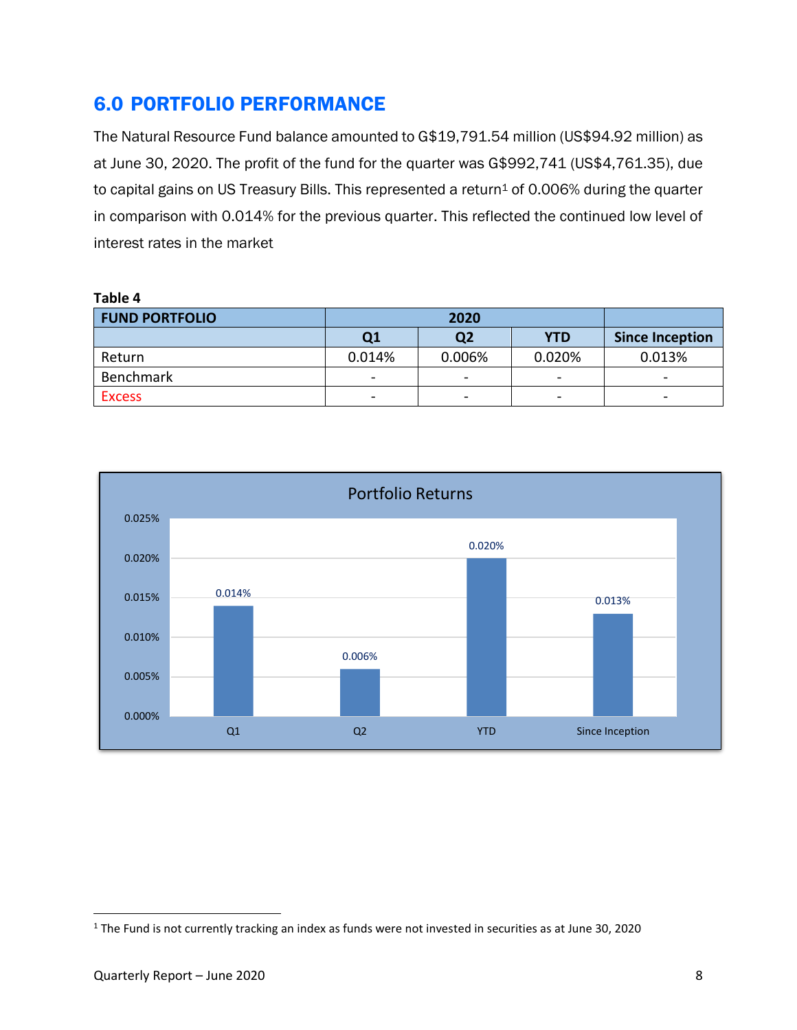## 6.0 PORTFOLIO PERFORMANCE

The Natural Resource Fund balance amounted to G$19,791.54 million (US$94.92 million) as at June 30, 2020. The profit of the fund for the quarter was G$992,741 (US$4,761.35), due to capital gains on US Treasury Bills. This represented a return[1] of 0.006% during the quarter in comparison with 0.014% for the previous quarter. This reflected the continued low level of interest rates in the market

**Table 4**

| FUND PORTFOLIO | 2020 | | | |
|---|---|---|---|---|
| | Q1 | Q2 | YTD | Since Inception |
| Return | 0.014% | 0.006% | 0.020% | 0.013% |
| Benchmark | - | - | - | - |
| Excess | - | - | - | - |

**Portfolio Returns**

| | Q1 | Q2 | YTD | Since Inception |
|---|---|---|---|---|
| Return | 0.014% | 0.006% | 0.020% | 0.013% |

[1] The Fund is not currently tracking an index as funds were not invested in securities as at June 30, 2020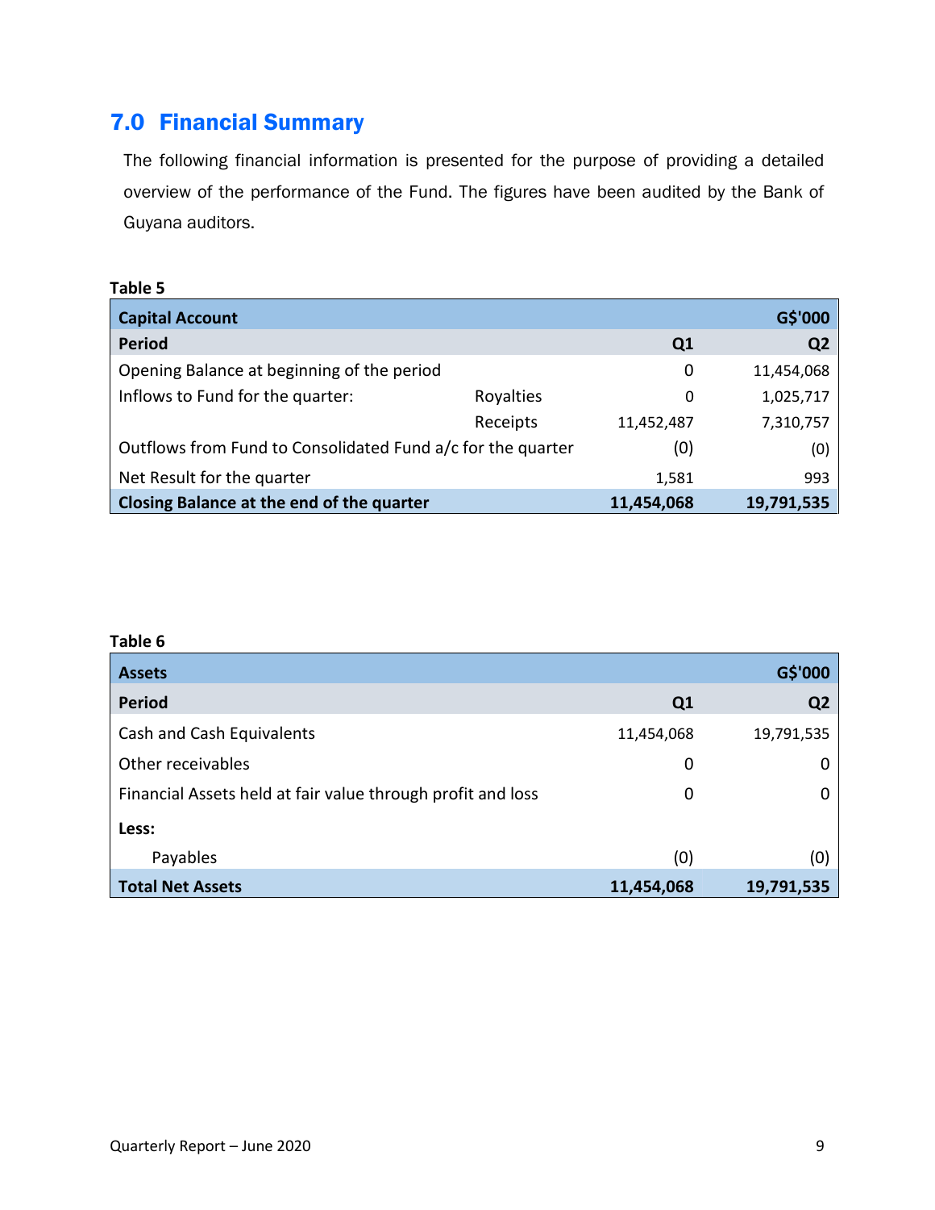## 7.0 Financial Summary

The following financial information is presented for the purpose of providing a detailed overview of the performance of the Fund. The figures have been audited by the Bank of Guyana auditors.

**Table 5**

| **Capital Account** | | | **G$'000** |
|---|---|---|---|
| **Period** | | **Q1** | **Q2** |
| Opening Balance at beginning of the period | | 0 | 11,454,068 |
| Inflows to Fund for the quarter: | Royalties | 0 | 1,025,717 |
| | Receipts | 11,452,487 | 7,310,757 |
| Outflows from Fund to Consolidated Fund a/c for the quarter | | (0) | (0) |
| Net Result for the quarter | | 1,581 | 993 |
| **Closing Balance at the end of the quarter** | | **11,454,068** | **19,791,535** |

**Table 6**

| **Assets** | | **G$'000** |
|---|---|---|
| **Period** | **Q1** | **Q2** |
| Cash and Cash Equivalents | 11,454,068 | 19,791,535 |
| Other receivables | 0 | 0 |
| Financial Assets held at fair value through profit and loss | 0 | 0 |
| **Less:** | | |
| Payables | (0) | (0) |
| **Total Net Assets** | **11,454,068** | **19,791,535** |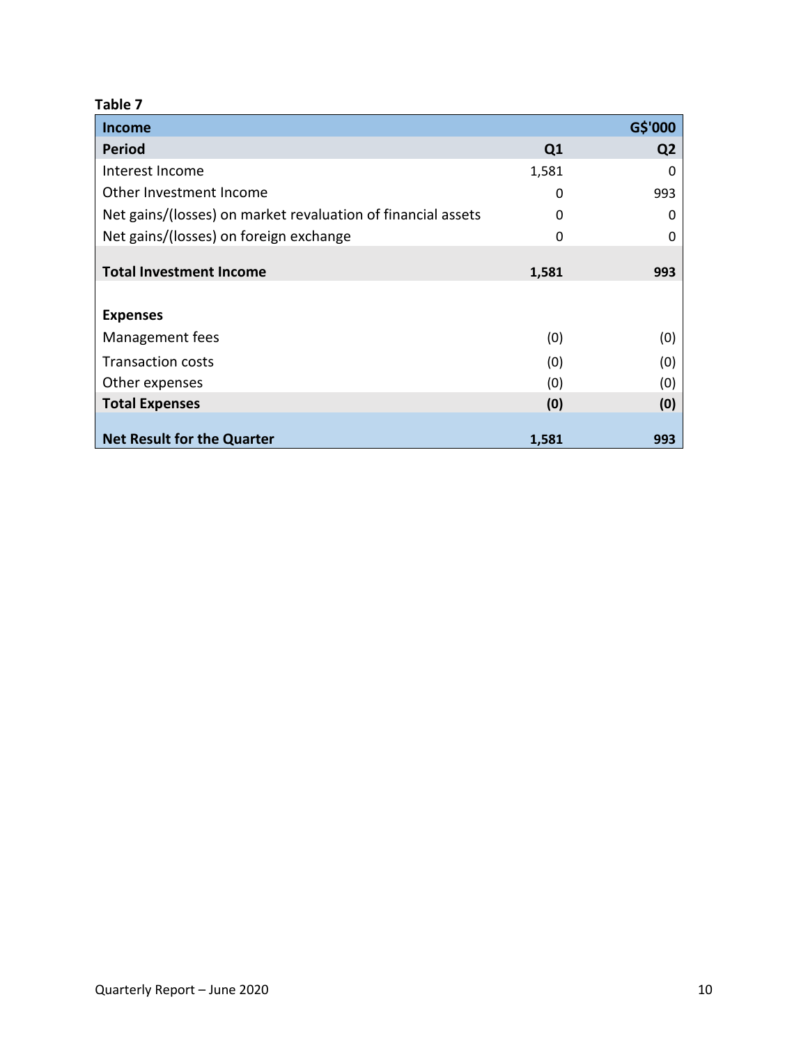**Table 7**

| Income | | G$'000 |
|---|---|---|
| **Period** | **Q1** | **Q2** |
| Interest Income | 1,581 | 0 |
| Other Investment Income | 0 | 993 |
| Net gains/(losses) on market revaluation of financial assets | 0 | 0 |
| Net gains/(losses) on foreign exchange | 0 | 0 |
| **Total Investment Income** | **1,581** | **993** |
| | | |
| **Expenses** | | |
| Management fees | (0) | (0) |
| Transaction costs | (0) | (0) |
| Other expenses | (0) | (0) |
| **Total Expenses** | **(0)** | **(0)** |
| **Net Result for the Quarter** | **1,581** | **993** |